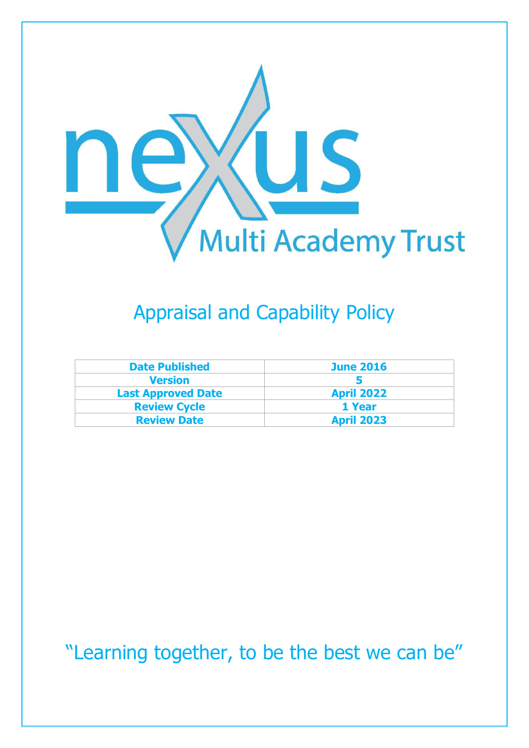nexus Multi Academy Trust

# Appraisal and Capability Policy

| Date Published | June 2016 |
|---|---|
| Version | 5 |
| Last Approved Date | April 2022 |
| Review Cycle | 1 Year |
| Review Date | April 2023 |

"Learning together, to be the best we can be"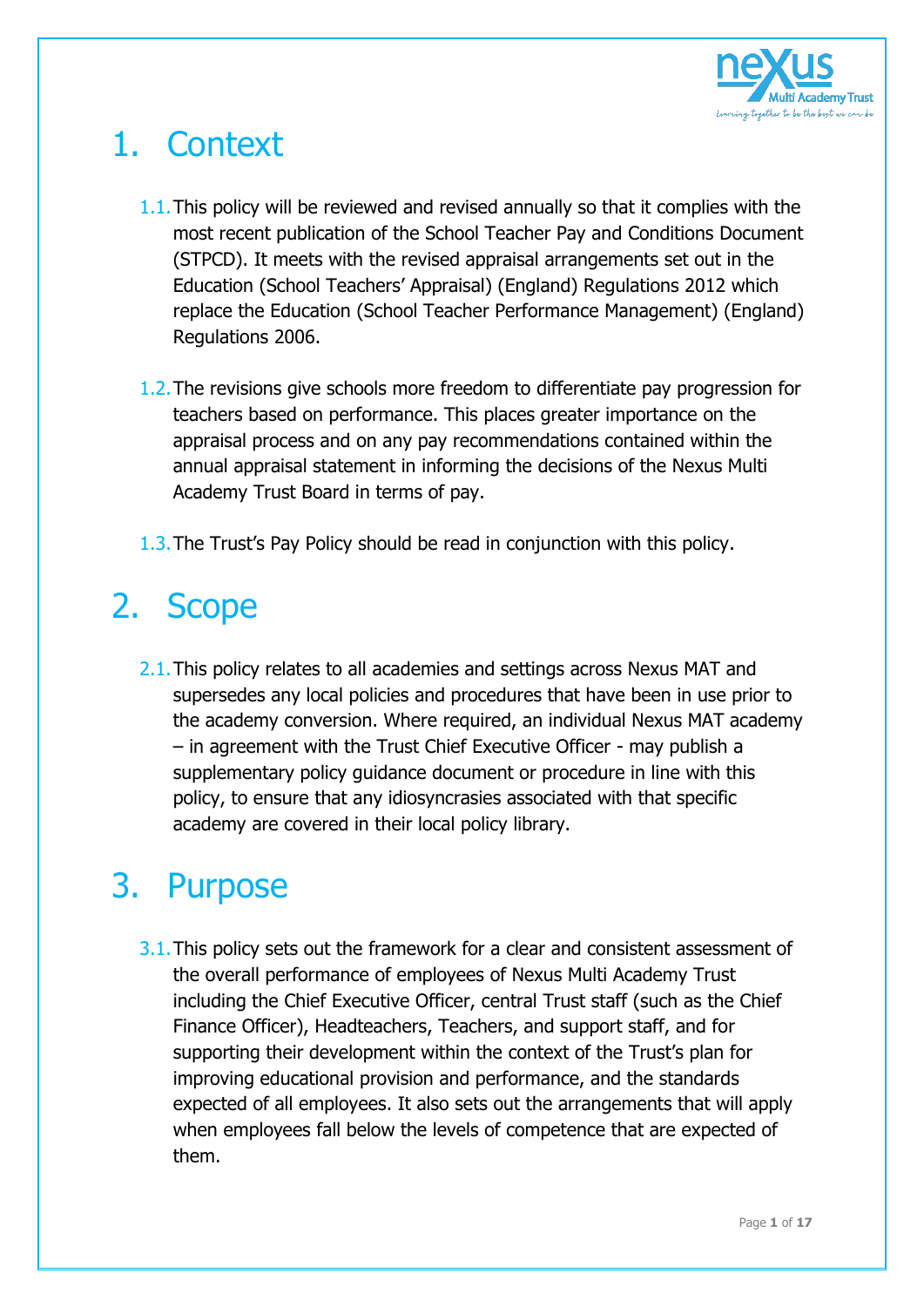# 1. Context

1.1. This policy will be reviewed and revised annually so that it complies with the most recent publication of the School Teacher Pay and Conditions Document (STPCD). It meets with the revised appraisal arrangements set out in the Education (School Teachers' Appraisal) (England) Regulations 2012 which replace the Education (School Teacher Performance Management) (England) Regulations 2006.

1.2. The revisions give schools more freedom to differentiate pay progression for teachers based on performance. This places greater importance on the appraisal process and on any pay recommendations contained within the annual appraisal statement in informing the decisions of the Nexus Multi Academy Trust Board in terms of pay.

1.3. The Trust's Pay Policy should be read in conjunction with this policy.

# 2. Scope

2.1. This policy relates to all academies and settings across Nexus MAT and supersedes any local policies and procedures that have been in use prior to the academy conversion. Where required, an individual Nexus MAT academy – in agreement with the Trust Chief Executive Officer - may publish a supplementary policy guidance document or procedure in line with this policy, to ensure that any idiosyncrasies associated with that specific academy are covered in their local policy library.

# 3. Purpose

3.1. This policy sets out the framework for a clear and consistent assessment of the overall performance of employees of Nexus Multi Academy Trust including the Chief Executive Officer, central Trust staff (such as the Chief Finance Officer), Headteachers, Teachers, and support staff, and for supporting their development within the context of the Trust's plan for improving educational provision and performance, and the standards expected of all employees. It also sets out the arrangements that will apply when employees fall below the levels of competence that are expected of them.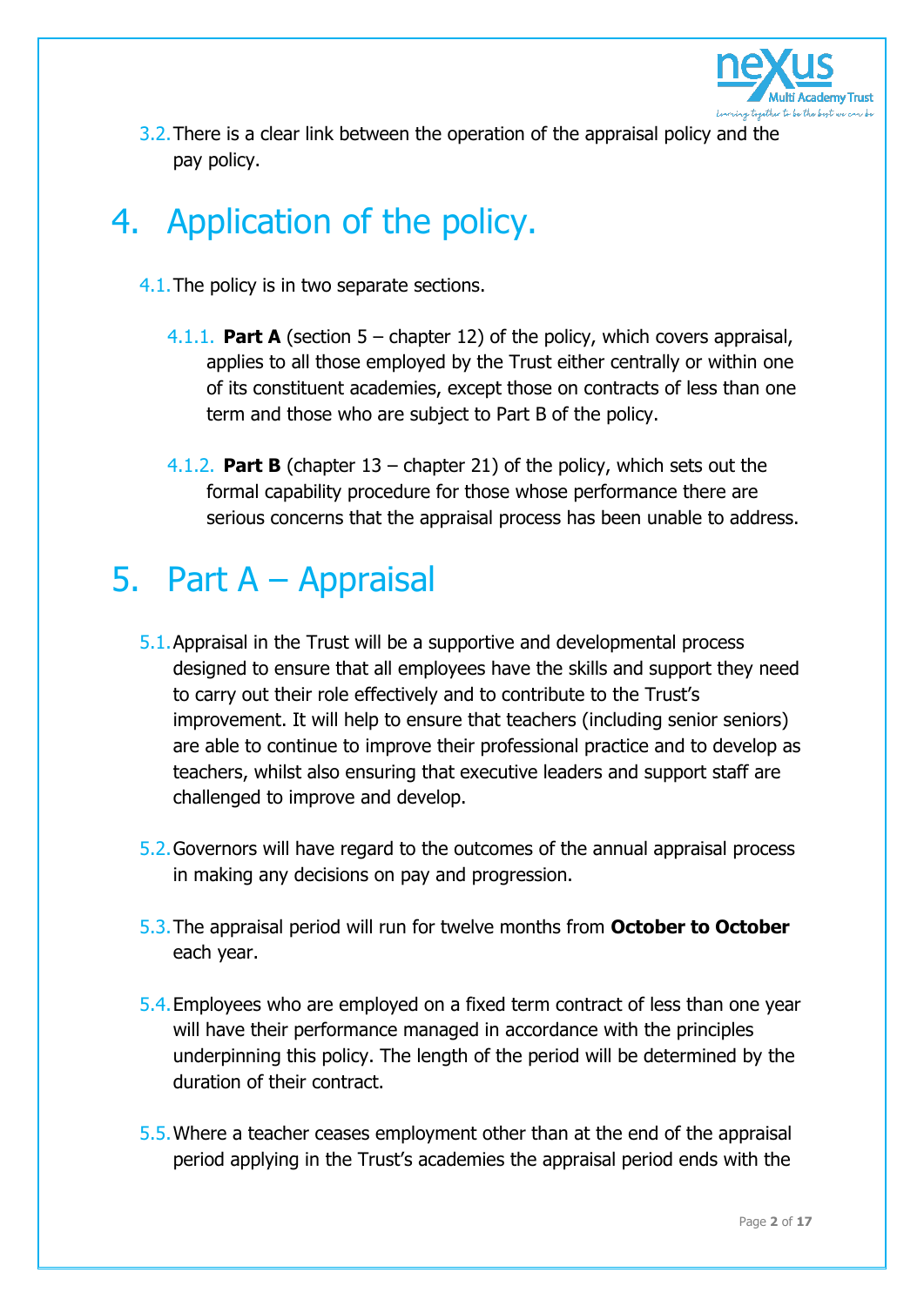3.2. There is a clear link between the operation of the appraisal policy and the pay policy.

# 4. Application of the policy.

4.1. The policy is in two separate sections.

4.1.1. **Part A** (section 5 – chapter 12) of the policy, which covers appraisal, applies to all those employed by the Trust either centrally or within one of its constituent academies, except those on contracts of less than one term and those who are subject to Part B of the policy.

4.1.2. **Part B** (chapter 13 – chapter 21) of the policy, which sets out the formal capability procedure for those whose performance there are serious concerns that the appraisal process has been unable to address.

# 5. Part A – Appraisal

5.1. Appraisal in the Trust will be a supportive and developmental process designed to ensure that all employees have the skills and support they need to carry out their role effectively and to contribute to the Trust's improvement. It will help to ensure that teachers (including senior seniors) are able to continue to improve their professional practice and to develop as teachers, whilst also ensuring that executive leaders and support staff are challenged to improve and develop.

5.2. Governors will have regard to the outcomes of the annual appraisal process in making any decisions on pay and progression.

5.3. The appraisal period will run for twelve months from **October to October** each year.

5.4. Employees who are employed on a fixed term contract of less than one year will have their performance managed in accordance with the principles underpinning this policy. The length of the period will be determined by the duration of their contract.

5.5. Where a teacher ceases employment other than at the end of the appraisal period applying in the Trust's academies the appraisal period ends with the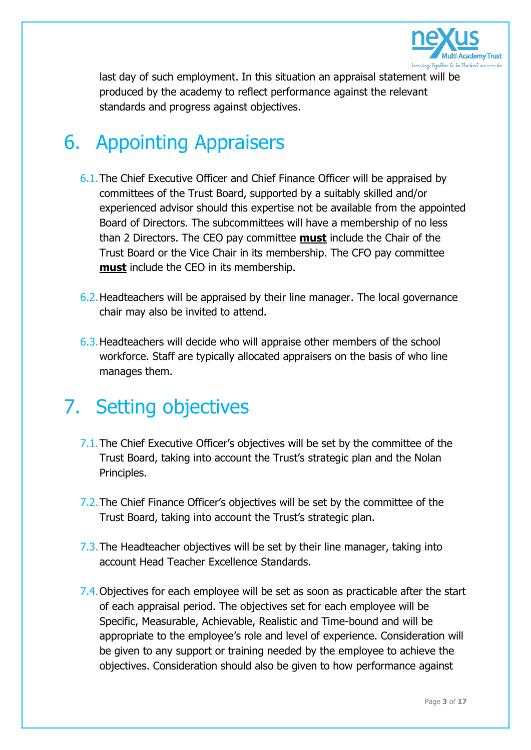last day of such employment. In this situation an appraisal statement will be produced by the academy to reflect performance against the relevant standards and progress against objectives.

# 6. Appointing Appraisers

6.1. The Chief Executive Officer and Chief Finance Officer will be appraised by committees of the Trust Board, supported by a suitably skilled and/or experienced advisor should this expertise not be available from the appointed Board of Directors. The subcommittees will have a membership of no less than 2 Directors. The CEO pay committee **must** include the Chair of the Trust Board or the Vice Chair in its membership. The CFO pay committee **must** include the CEO in its membership.

6.2. Headteachers will be appraised by their line manager. The local governance chair may also be invited to attend.

6.3. Headteachers will decide who will appraise other members of the school workforce. Staff are typically allocated appraisers on the basis of who line manages them.

# 7. Setting objectives

7.1. The Chief Executive Officer's objectives will be set by the committee of the Trust Board, taking into account the Trust's strategic plan and the Nolan Principles.

7.2. The Chief Finance Officer's objectives will be set by the committee of the Trust Board, taking into account the Trust's strategic plan.

7.3. The Headteacher objectives will be set by their line manager, taking into account Head Teacher Excellence Standards.

7.4. Objectives for each employee will be set as soon as practicable after the start of each appraisal period. The objectives set for each employee will be Specific, Measurable, Achievable, Realistic and Time-bound and will be appropriate to the employee's role and level of experience. Consideration will be given to any support or training needed by the employee to achieve the objectives. Consideration should also be given to how performance against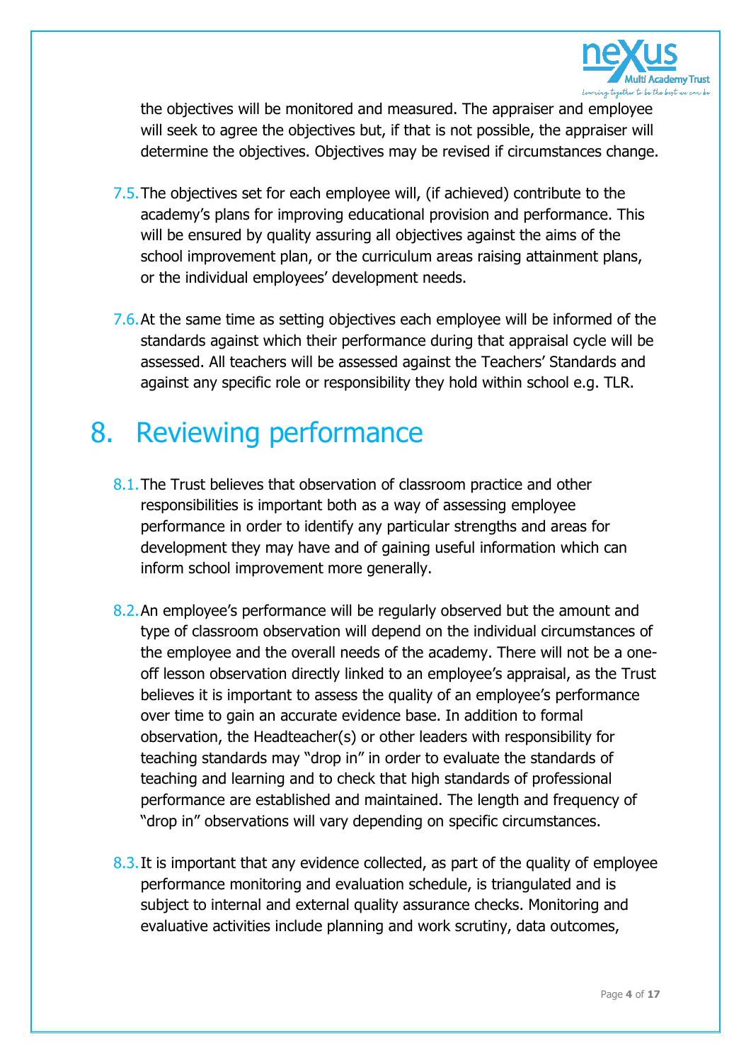the objectives will be monitored and measured. The appraiser and employee will seek to agree the objectives but, if that is not possible, the appraiser will determine the objectives. Objectives may be revised if circumstances change.

7.5. The objectives set for each employee will, (if achieved) contribute to the academy's plans for improving educational provision and performance. This will be ensured by quality assuring all objectives against the aims of the school improvement plan, or the curriculum areas raising attainment plans, or the individual employees' development needs.

7.6. At the same time as setting objectives each employee will be informed of the standards against which their performance during that appraisal cycle will be assessed. All teachers will be assessed against the Teachers' Standards and against any specific role or responsibility they hold within school e.g. TLR.

# 8. Reviewing performance

8.1. The Trust believes that observation of classroom practice and other responsibilities is important both as a way of assessing employee performance in order to identify any particular strengths and areas for development they may have and of gaining useful information which can inform school improvement more generally.

8.2. An employee's performance will be regularly observed but the amount and type of classroom observation will depend on the individual circumstances of the employee and the overall needs of the academy. There will not be a one-off lesson observation directly linked to an employee's appraisal, as the Trust believes it is important to assess the quality of an employee's performance over time to gain an accurate evidence base. In addition to formal observation, the Headteacher(s) or other leaders with responsibility for teaching standards may "drop in" in order to evaluate the standards of teaching and learning and to check that high standards of professional performance are established and maintained. The length and frequency of "drop in" observations will vary depending on specific circumstances.

8.3. It is important that any evidence collected, as part of the quality of employee performance monitoring and evaluation schedule, is triangulated and is subject to internal and external quality assurance checks. Monitoring and evaluative activities include planning and work scrutiny, data outcomes,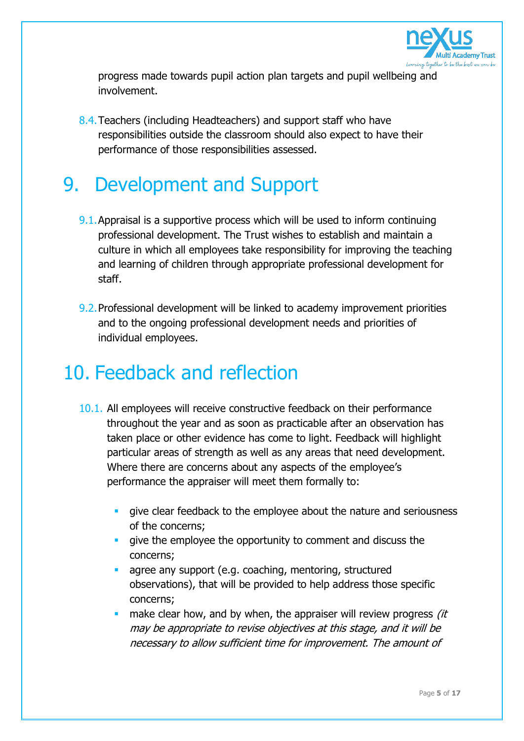progress made towards pupil action plan targets and pupil wellbeing and involvement.

8.4. Teachers (including Headteachers) and support staff who have responsibilities outside the classroom should also expect to have their performance of those responsibilities assessed.

# 9. Development and Support

9.1. Appraisal is a supportive process which will be used to inform continuing professional development. The Trust wishes to establish and maintain a culture in which all employees take responsibility for improving the teaching and learning of children through appropriate professional development for staff.

9.2. Professional development will be linked to academy improvement priorities and to the ongoing professional development needs and priorities of individual employees.

# 10. Feedback and reflection

10.1. All employees will receive constructive feedback on their performance throughout the year and as soon as practicable after an observation has taken place or other evidence has come to light. Feedback will highlight particular areas of strength as well as any areas that need development. Where there are concerns about any aspects of the employee's performance the appraiser will meet them formally to:

- give clear feedback to the employee about the nature and seriousness of the concerns;
- give the employee the opportunity to comment and discuss the concerns;
- agree any support (e.g. coaching, mentoring, structured observations), that will be provided to help address those specific concerns;
- make clear how, and by when, the appraiser will review progress *(it may be appropriate to revise objectives at this stage, and it will be necessary to allow sufficient time for improvement. The amount of*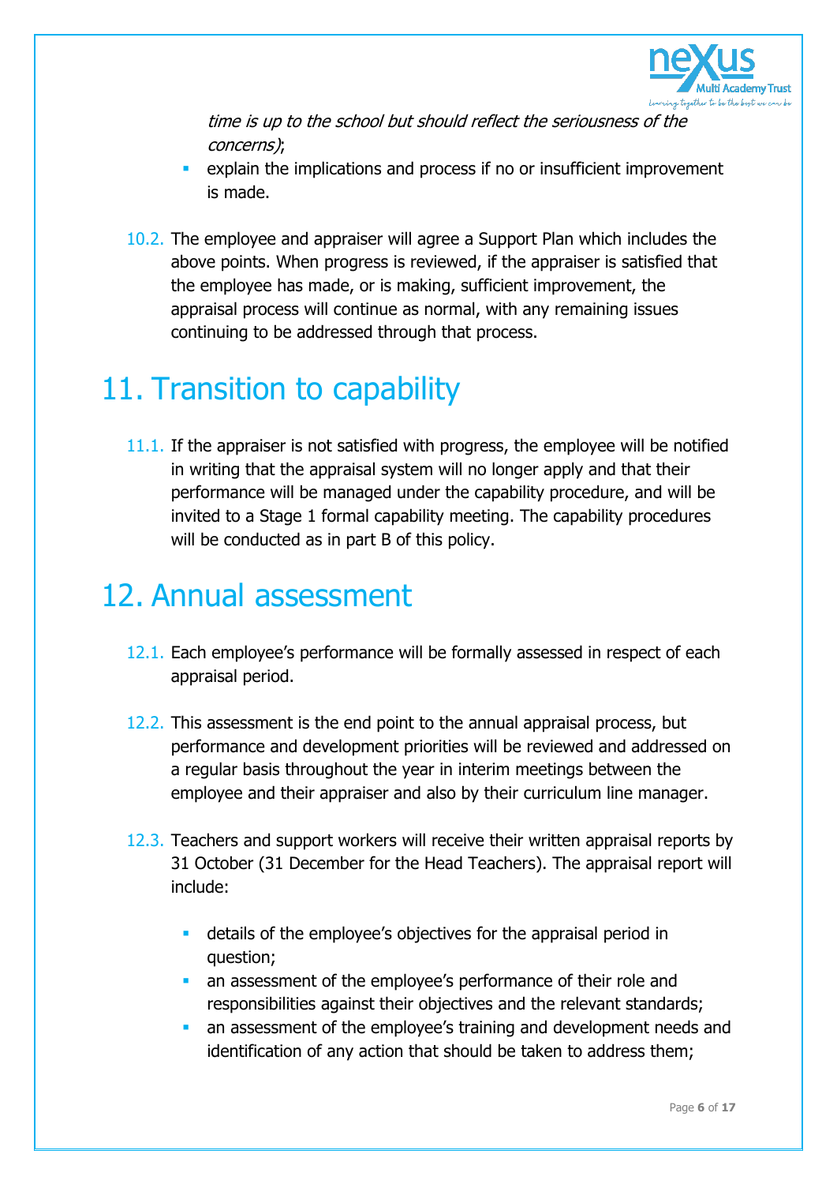*time is up to the school but should reflect the seriousness of the concerns)*;
- explain the implications and process if no or insufficient improvement is made.

10.2. The employee and appraiser will agree a Support Plan which includes the above points. When progress is reviewed, if the appraiser is satisfied that the employee has made, or is making, sufficient improvement, the appraisal process will continue as normal, with any remaining issues continuing to be addressed through that process.

# 11. Transition to capability

11.1. If the appraiser is not satisfied with progress, the employee will be notified in writing that the appraisal system will no longer apply and that their performance will be managed under the capability procedure, and will be invited to a Stage 1 formal capability meeting. The capability procedures will be conducted as in part B of this policy.

# 12. Annual assessment

12.1. Each employee's performance will be formally assessed in respect of each appraisal period.

12.2. This assessment is the end point to the annual appraisal process, but performance and development priorities will be reviewed and addressed on a regular basis throughout the year in interim meetings between the employee and their appraiser and also by their curriculum line manager.

12.3. Teachers and support workers will receive their written appraisal reports by 31 October (31 December for the Head Teachers). The appraisal report will include:

- details of the employee's objectives for the appraisal period in question;
- an assessment of the employee's performance of their role and responsibilities against their objectives and the relevant standards;
- an assessment of the employee's training and development needs and identification of any action that should be taken to address them;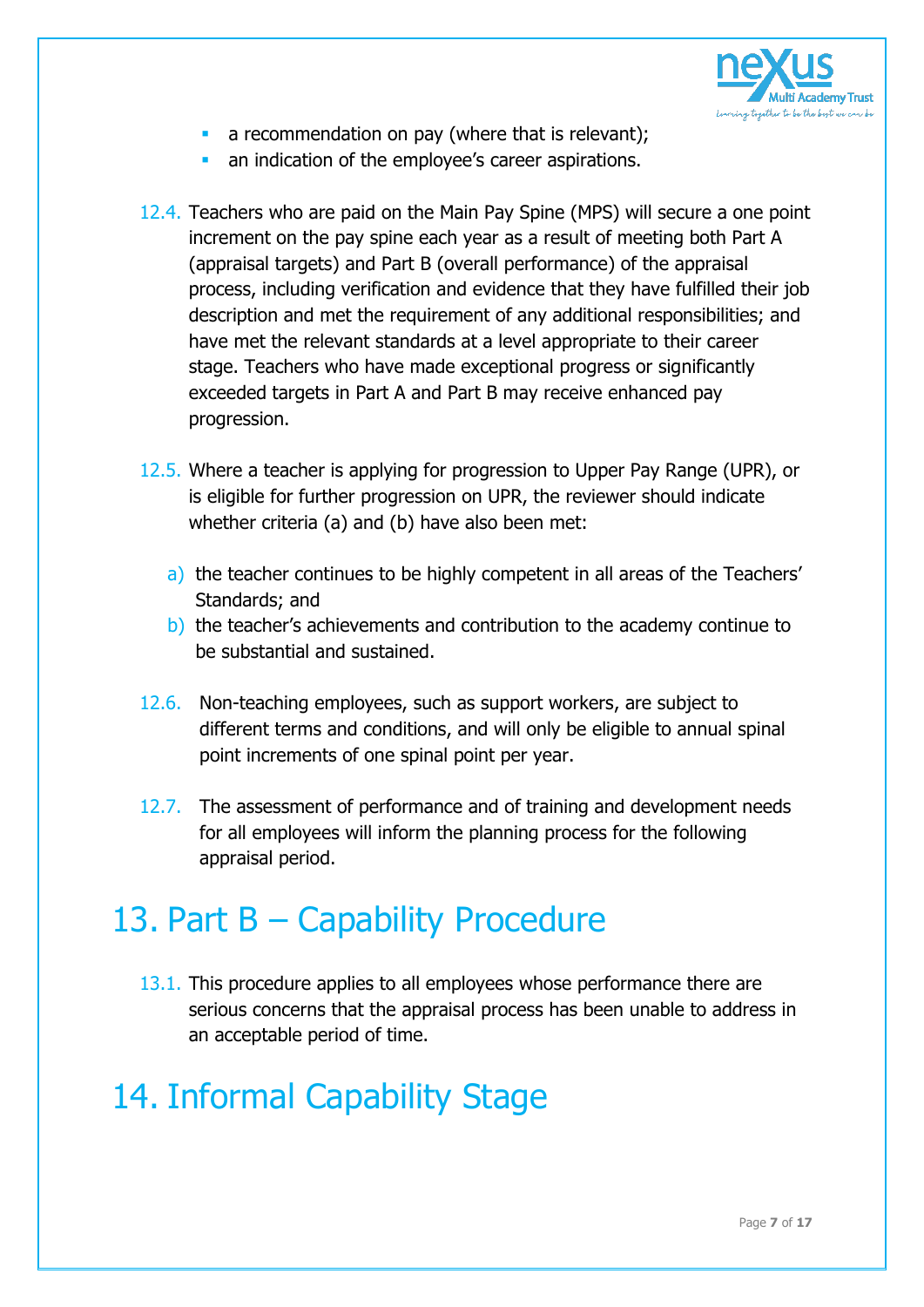- a recommendation on pay (where that is relevant);
- an indication of the employee's career aspirations.

12.4. Teachers who are paid on the Main Pay Spine (MPS) will secure a one point increment on the pay spine each year as a result of meeting both Part A (appraisal targets) and Part B (overall performance) of the appraisal process, including verification and evidence that they have fulfilled their job description and met the requirement of any additional responsibilities; and have met the relevant standards at a level appropriate to their career stage. Teachers who have made exceptional progress or significantly exceeded targets in Part A and Part B may receive enhanced pay progression.

12.5. Where a teacher is applying for progression to Upper Pay Range (UPR), or is eligible for further progression on UPR, the reviewer should indicate whether criteria (a) and (b) have also been met:

a) the teacher continues to be highly competent in all areas of the Teachers' Standards; and
b) the teacher's achievements and contribution to the academy continue to be substantial and sustained.

12.6. Non-teaching employees, such as support workers, are subject to different terms and conditions, and will only be eligible to annual spinal point increments of one spinal point per year.

12.7. The assessment of performance and of training and development needs for all employees will inform the planning process for the following appraisal period.

# 13. Part B – Capability Procedure

13.1. This procedure applies to all employees whose performance there are serious concerns that the appraisal process has been unable to address in an acceptable period of time.

# 14. Informal Capability Stage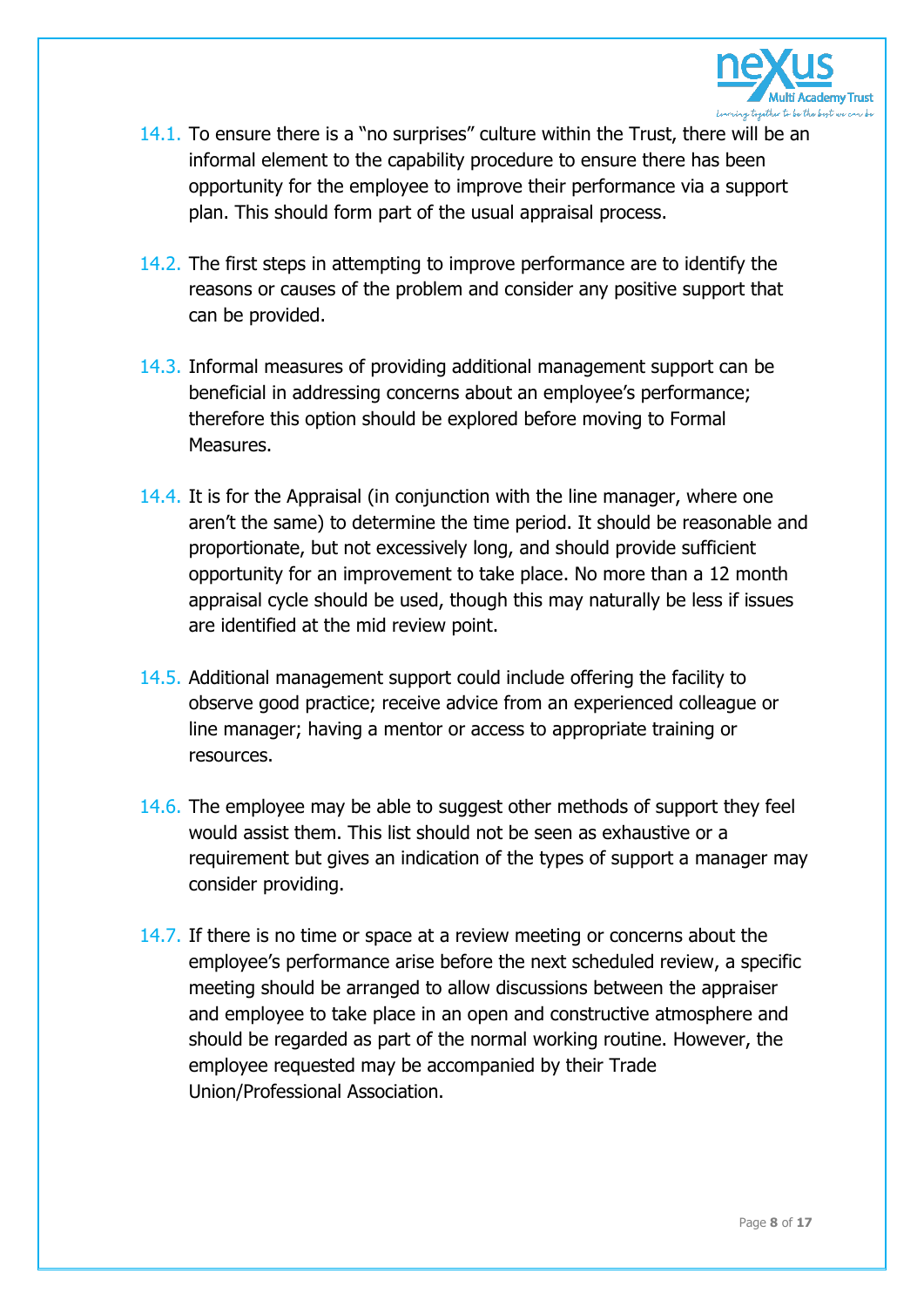14.1. To ensure there is a "no surprises" culture within the Trust, there will be an informal element to the capability procedure to ensure there has been opportunity for the employee to improve their performance via a support plan. This should form part of the usual appraisal process.

14.2. The first steps in attempting to improve performance are to identify the reasons or causes of the problem and consider any positive support that can be provided.

14.3. Informal measures of providing additional management support can be beneficial in addressing concerns about an employee's performance; therefore this option should be explored before moving to Formal Measures.

14.4. It is for the Appraisal (in conjunction with the line manager, where one aren't the same) to determine the time period. It should be reasonable and proportionate, but not excessively long, and should provide sufficient opportunity for an improvement to take place. No more than a 12 month appraisal cycle should be used, though this may naturally be less if issues are identified at the mid review point.

14.5. Additional management support could include offering the facility to observe good practice; receive advice from an experienced colleague or line manager; having a mentor or access to appropriate training or resources.

14.6. The employee may be able to suggest other methods of support they feel would assist them. This list should not be seen as exhaustive or a requirement but gives an indication of the types of support a manager may consider providing.

14.7. If there is no time or space at a review meeting or concerns about the employee's performance arise before the next scheduled review, a specific meeting should be arranged to allow discussions between the appraiser and employee to take place in an open and constructive atmosphere and should be regarded as part of the normal working routine. However, the employee requested may be accompanied by their Trade Union/Professional Association.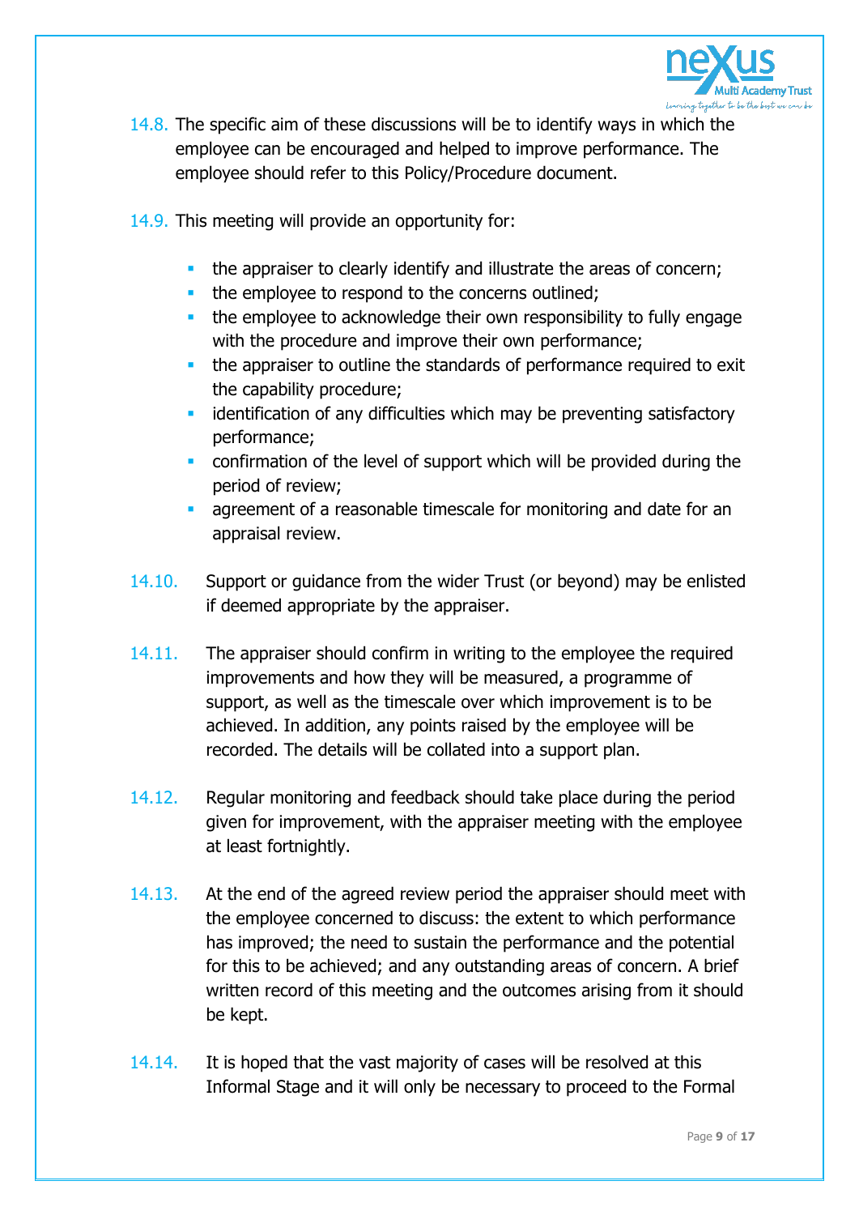14.8. The specific aim of these discussions will be to identify ways in which the employee can be encouraged and helped to improve performance. The employee should refer to this Policy/Procedure document.

14.9. This meeting will provide an opportunity for:

- the appraiser to clearly identify and illustrate the areas of concern;
- the employee to respond to the concerns outlined;
- the employee to acknowledge their own responsibility to fully engage with the procedure and improve their own performance;
- the appraiser to outline the standards of performance required to exit the capability procedure;
- identification of any difficulties which may be preventing satisfactory performance;
- confirmation of the level of support which will be provided during the period of review;
- agreement of a reasonable timescale for monitoring and date for an appraisal review.

14.10. Support or guidance from the wider Trust (or beyond) may be enlisted if deemed appropriate by the appraiser.

14.11. The appraiser should confirm in writing to the employee the required improvements and how they will be measured, a programme of support, as well as the timescale over which improvement is to be achieved. In addition, any points raised by the employee will be recorded. The details will be collated into a support plan.

14.12. Regular monitoring and feedback should take place during the period given for improvement, with the appraiser meeting with the employee at least fortnightly.

14.13. At the end of the agreed review period the appraiser should meet with the employee concerned to discuss: the extent to which performance has improved; the need to sustain the performance and the potential for this to be achieved; and any outstanding areas of concern. A brief written record of this meeting and the outcomes arising from it should be kept.

14.14. It is hoped that the vast majority of cases will be resolved at this Informal Stage and it will only be necessary to proceed to the Formal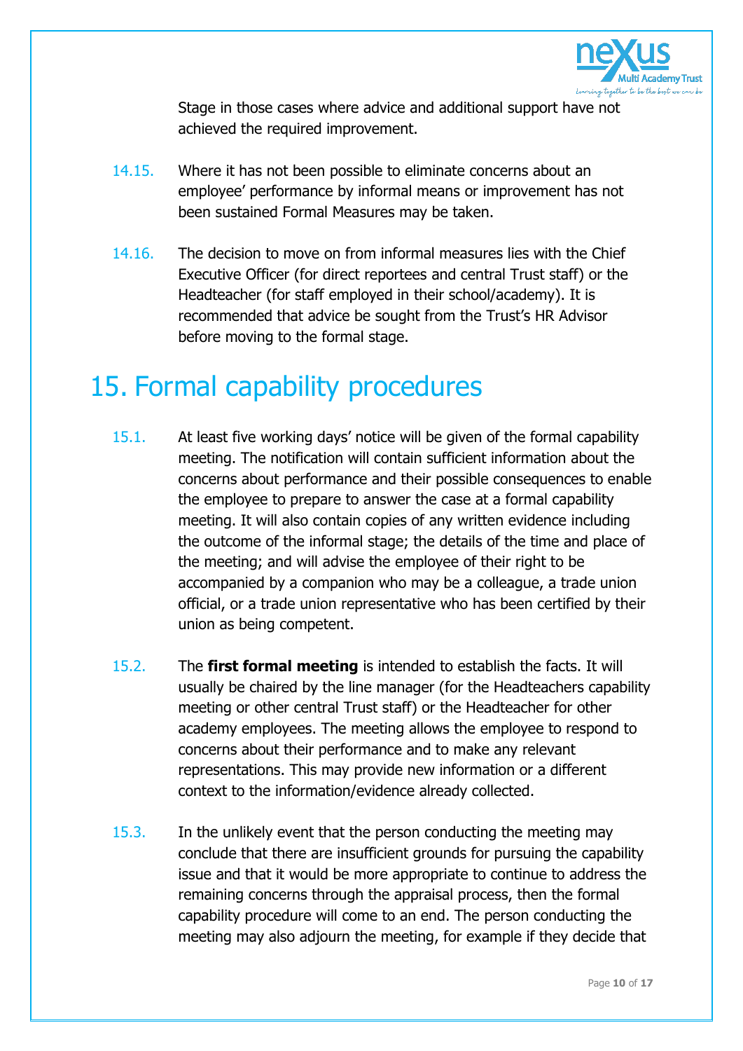Stage in those cases where advice and additional support have not achieved the required improvement.

14.15. Where it has not been possible to eliminate concerns about an employee' performance by informal means or improvement has not been sustained Formal Measures may be taken.

14.16. The decision to move on from informal measures lies with the Chief Executive Officer (for direct reportees and central Trust staff) or the Headteacher (for staff employed in their school/academy). It is recommended that advice be sought from the Trust's HR Advisor before moving to the formal stage.

# 15. Formal capability procedures

15.1. At least five working days' notice will be given of the formal capability meeting. The notification will contain sufficient information about the concerns about performance and their possible consequences to enable the employee to prepare to answer the case at a formal capability meeting. It will also contain copies of any written evidence including the outcome of the informal stage; the details of the time and place of the meeting; and will advise the employee of their right to be accompanied by a companion who may be a colleague, a trade union official, or a trade union representative who has been certified by their union as being competent.

15.2. The **first formal meeting** is intended to establish the facts. It will usually be chaired by the line manager (for the Headteachers capability meeting or other central Trust staff) or the Headteacher for other academy employees. The meeting allows the employee to respond to concerns about their performance and to make any relevant representations. This may provide new information or a different context to the information/evidence already collected.

15.3. In the unlikely event that the person conducting the meeting may conclude that there are insufficient grounds for pursuing the capability issue and that it would be more appropriate to continue to address the remaining concerns through the appraisal process, then the formal capability procedure will come to an end. The person conducting the meeting may also adjourn the meeting, for example if they decide that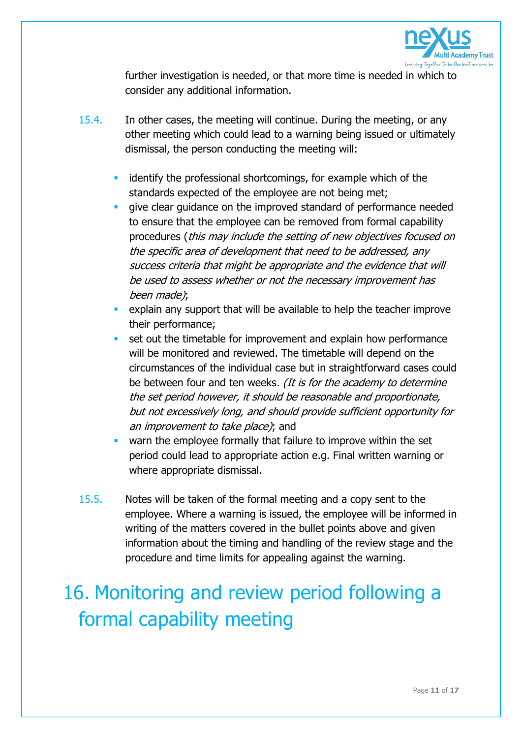further investigation is needed, or that more time is needed in which to consider any additional information.

15.4. In other cases, the meeting will continue. During the meeting, or any other meeting which could lead to a warning being issued or ultimately dismissal, the person conducting the meeting will:

- identify the professional shortcomings, for example which of the standards expected of the employee are not being met;
- give clear guidance on the improved standard of performance needed to ensure that the employee can be removed from formal capability procedures (*this may include the setting of new objectives focused on the specific area of development that need to be addressed, any success criteria that might be appropriate and the evidence that will be used to assess whether or not the necessary improvement has been made)*;
- explain any support that will be available to help the teacher improve their performance;
- set out the timetable for improvement and explain how performance will be monitored and reviewed. The timetable will depend on the circumstances of the individual case but in straightforward cases could be between four and ten weeks*. (It is for the academy to determine the set period however, it should be reasonable and proportionate, but not excessively long, and should provide sufficient opportunity for an improvement to take place)*; and
- warn the employee formally that failure to improve within the set period could lead to appropriate action e.g. Final written warning or where appropriate dismissal.

15.5. Notes will be taken of the formal meeting and a copy sent to the employee. Where a warning is issued, the employee will be informed in writing of the matters covered in the bullet points above and given information about the timing and handling of the review stage and the procedure and time limits for appealing against the warning.

# 16. Monitoring and review period following a formal capability meeting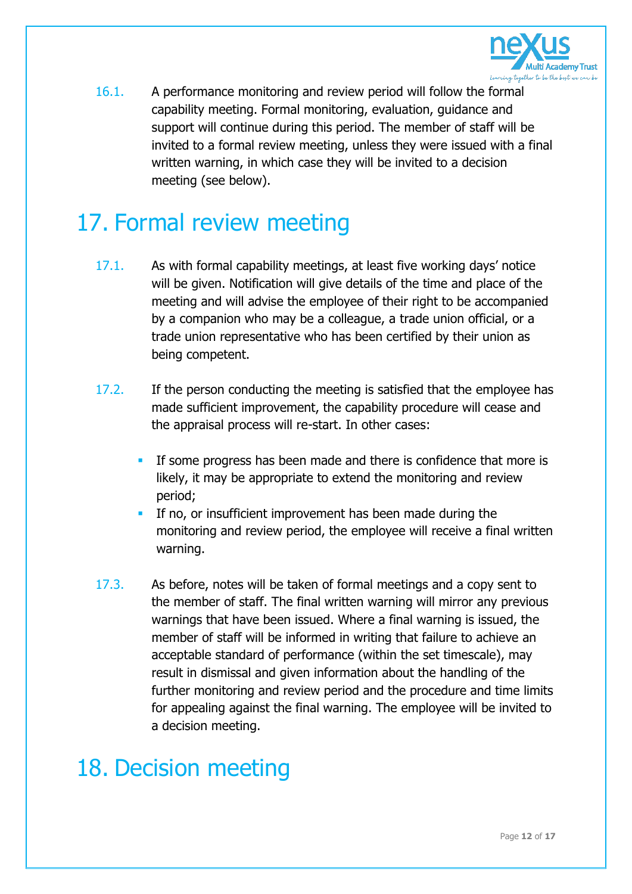16.1. A performance monitoring and review period will follow the formal capability meeting. Formal monitoring, evaluation, guidance and support will continue during this period. The member of staff will be invited to a formal review meeting, unless they were issued with a final written warning, in which case they will be invited to a decision meeting (see below).

# 17. Formal review meeting

17.1. As with formal capability meetings, at least five working days' notice will be given. Notification will give details of the time and place of the meeting and will advise the employee of their right to be accompanied by a companion who may be a colleague, a trade union official, or a trade union representative who has been certified by their union as being competent.

17.2. If the person conducting the meeting is satisfied that the employee has made sufficient improvement, the capability procedure will cease and the appraisal process will re-start. In other cases:

- If some progress has been made and there is confidence that more is likely, it may be appropriate to extend the monitoring and review period;
- If no, or insufficient improvement has been made during the monitoring and review period, the employee will receive a final written warning.

17.3. As before, notes will be taken of formal meetings and a copy sent to the member of staff. The final written warning will mirror any previous warnings that have been issued. Where a final warning is issued, the member of staff will be informed in writing that failure to achieve an acceptable standard of performance (within the set timescale), may result in dismissal and given information about the handling of the further monitoring and review period and the procedure and time limits for appealing against the final warning. The employee will be invited to a decision meeting.

# 18. Decision meeting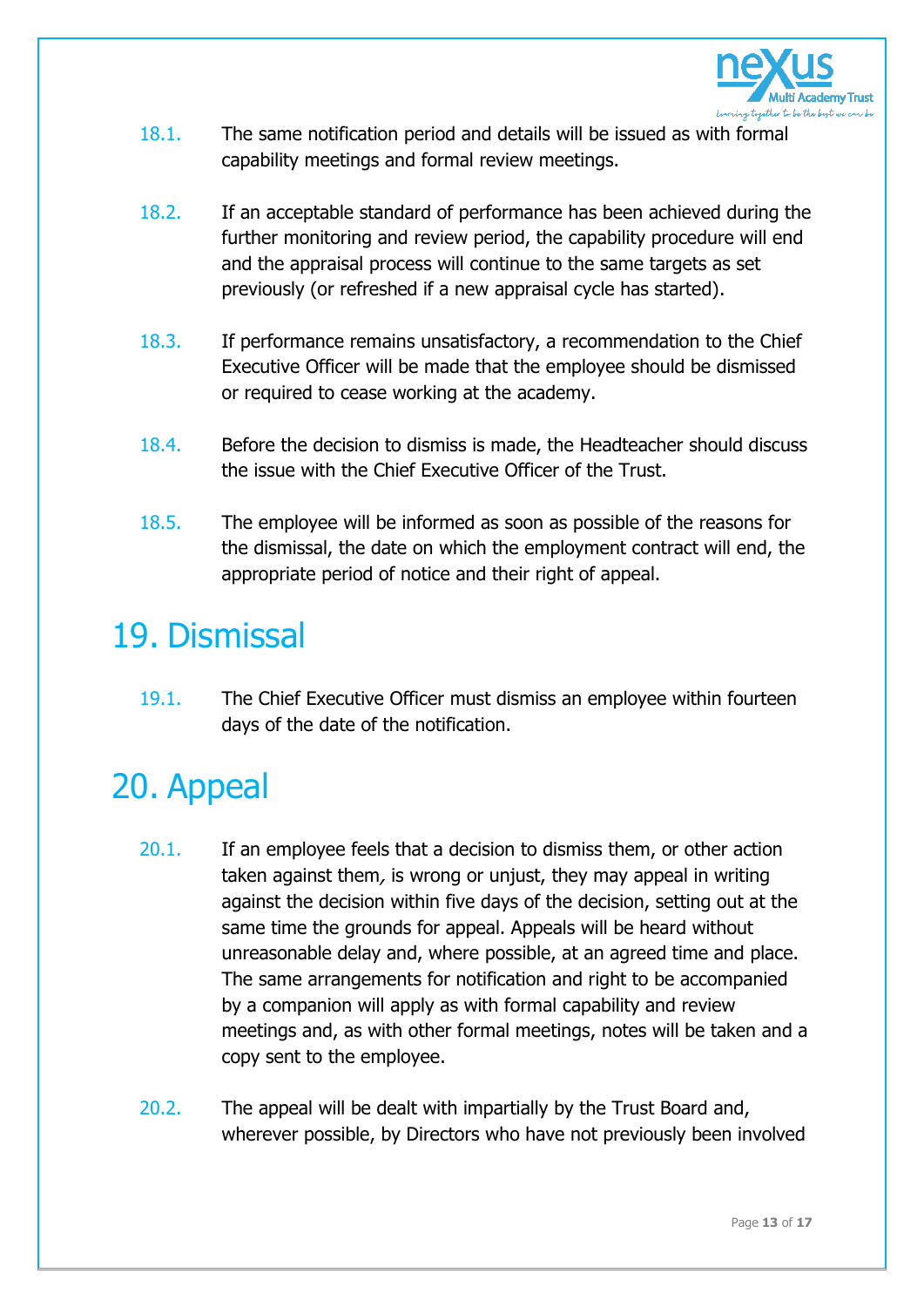18.1. The same notification period and details will be issued as with formal capability meetings and formal review meetings.

18.2. If an acceptable standard of performance has been achieved during the further monitoring and review period, the capability procedure will end and the appraisal process will continue to the same targets as set previously (or refreshed if a new appraisal cycle has started).

18.3. If performance remains unsatisfactory, a recommendation to the Chief Executive Officer will be made that the employee should be dismissed or required to cease working at the academy.

18.4. Before the decision to dismiss is made, the Headteacher should discuss the issue with the Chief Executive Officer of the Trust.

18.5. The employee will be informed as soon as possible of the reasons for the dismissal, the date on which the employment contract will end, the appropriate period of notice and their right of appeal.

# 19. Dismissal

19.1. The Chief Executive Officer must dismiss an employee within fourteen days of the date of the notification.

# 20. Appeal

20.1. If an employee feels that a decision to dismiss them, or other action taken against them, is wrong or unjust, they may appeal in writing against the decision within five days of the decision, setting out at the same time the grounds for appeal. Appeals will be heard without unreasonable delay and, where possible, at an agreed time and place. The same arrangements for notification and right to be accompanied by a companion will apply as with formal capability and review meetings and, as with other formal meetings, notes will be taken and a copy sent to the employee.

20.2. The appeal will be dealt with impartially by the Trust Board and, wherever possible, by Directors who have not previously been involved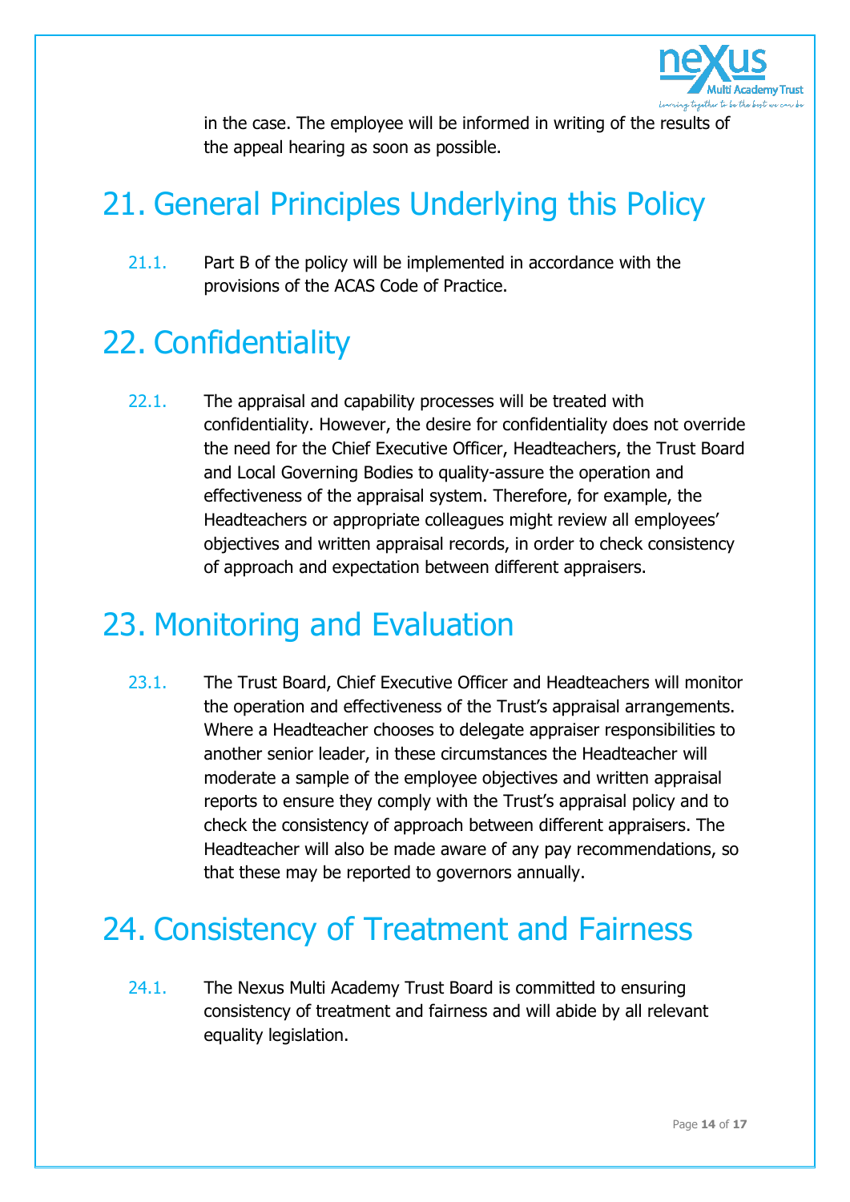in the case. The employee will be informed in writing of the results of the appeal hearing as soon as possible.

# 21. General Principles Underlying this Policy

21.1. Part B of the policy will be implemented in accordance with the provisions of the ACAS Code of Practice.

# 22. Confidentiality

22.1. The appraisal and capability processes will be treated with confidentiality. However, the desire for confidentiality does not override the need for the Chief Executive Officer, Headteachers, the Trust Board and Local Governing Bodies to quality-assure the operation and effectiveness of the appraisal system. Therefore, for example, the Headteachers or appropriate colleagues might review all employees' objectives and written appraisal records, in order to check consistency of approach and expectation between different appraisers.

# 23. Monitoring and Evaluation

23.1. The Trust Board, Chief Executive Officer and Headteachers will monitor the operation and effectiveness of the Trust's appraisal arrangements. Where a Headteacher chooses to delegate appraiser responsibilities to another senior leader, in these circumstances the Headteacher will moderate a sample of the employee objectives and written appraisal reports to ensure they comply with the Trust's appraisal policy and to check the consistency of approach between different appraisers. The Headteacher will also be made aware of any pay recommendations, so that these may be reported to governors annually.

# 24. Consistency of Treatment and Fairness

24.1. The Nexus Multi Academy Trust Board is committed to ensuring consistency of treatment and fairness and will abide by all relevant equality legislation.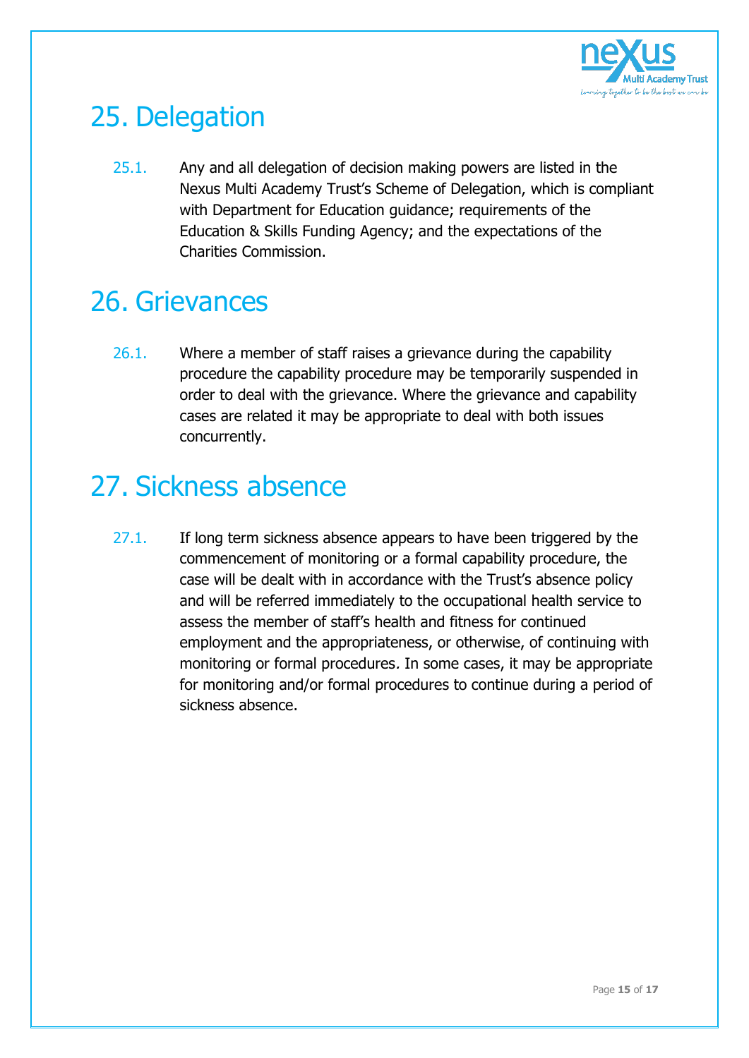# 25. Delegation

25.1. Any and all delegation of decision making powers are listed in the Nexus Multi Academy Trust's Scheme of Delegation, which is compliant with Department for Education guidance; requirements of the Education & Skills Funding Agency; and the expectations of the Charities Commission.

# 26. Grievances

26.1. Where a member of staff raises a grievance during the capability procedure the capability procedure may be temporarily suspended in order to deal with the grievance. Where the grievance and capability cases are related it may be appropriate to deal with both issues concurrently.

# 27. Sickness absence

27.1. If long term sickness absence appears to have been triggered by the commencement of monitoring or a formal capability procedure, the case will be dealt with in accordance with the Trust's absence policy and will be referred immediately to the occupational health service to assess the member of staff's health and fitness for continued employment and the appropriateness, or otherwise, of continuing with monitoring or formal procedures. In some cases, it may be appropriate for monitoring and/or formal procedures to continue during a period of sickness absence.